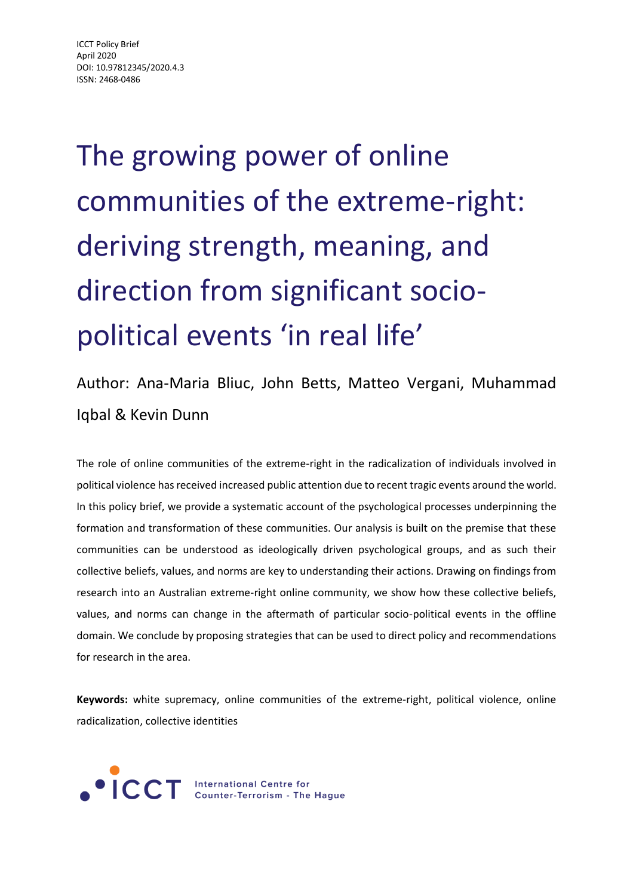ICCT Policy Brief
April 2020
DOI: 10.97812345/2020.4.3
ISSN: 2468-0486

# The growing power of online communities of the extreme-right: deriving strength, meaning, and direction from significant socio-political events 'in real life'

Author: Ana-Maria Bliuc, John Betts, Matteo Vergani, Muhammad Iqbal & Kevin Dunn

The role of online communities of the extreme-right in the radicalization of individuals involved in political violence has received increased public attention due to recent tragic events around the world. In this policy brief, we provide a systematic account of the psychological processes underpinning the formation and transformation of these communities. Our analysis is built on the premise that these communities can be understood as ideologically driven psychological groups, and as such their collective beliefs, values, and norms are key to understanding their actions. Drawing on findings from research into an Australian extreme-right online community, we show how these collective beliefs, values, and norms can change in the aftermath of particular socio-political events in the offline domain. We conclude by proposing strategies that can be used to direct policy and recommendations for research in the area.

**Keywords:** white supremacy, online communities of the extreme-right, political violence, online radicalization, collective identities

ICCT International Centre for Counter-Terrorism - The Hague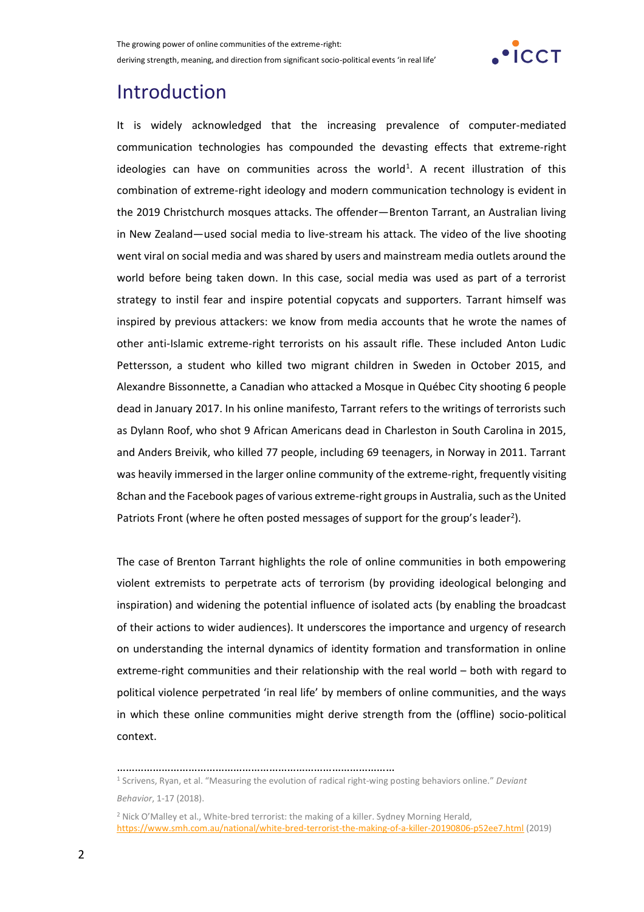# Introduction

It is widely acknowledged that the increasing prevalence of computer-mediated communication technologies has compounded the devasting effects that extreme-right ideologies can have on communities across the world[1]. A recent illustration of this combination of extreme-right ideology and modern communication technology is evident in the 2019 Christchurch mosques attacks. The offender—Brenton Tarrant, an Australian living in New Zealand—used social media to live-stream his attack. The video of the live shooting went viral on social media and was shared by users and mainstream media outlets around the world before being taken down. In this case, social media was used as part of a terrorist strategy to instil fear and inspire potential copycats and supporters. Tarrant himself was inspired by previous attackers: we know from media accounts that he wrote the names of other anti-Islamic extreme-right terrorists on his assault rifle. These included Anton Ludic Pettersson, a student who killed two migrant children in Sweden in October 2015, and Alexandre Bissonnette, a Canadian who attacked a Mosque in Québec City shooting 6 people dead in January 2017. In his online manifesto, Tarrant refers to the writings of terrorists such as Dylann Roof, who shot 9 African Americans dead in Charleston in South Carolina in 2015, and Anders Breivik, who killed 77 people, including 69 teenagers, in Norway in 2011. Tarrant was heavily immersed in the larger online community of the extreme-right, frequently visiting 8chan and the Facebook pages of various extreme-right groups in Australia, such as the United Patriots Front (where he often posted messages of support for the group's leader[2]).

The case of Brenton Tarrant highlights the role of online communities in both empowering violent extremists to perpetrate acts of terrorism (by providing ideological belonging and inspiration) and widening the potential influence of isolated acts (by enabling the broadcast of their actions to wider audiences). It underscores the importance and urgency of research on understanding the internal dynamics of identity formation and transformation in online extreme-right communities and their relationship with the real world – both with regard to political violence perpetrated 'in real life' by members of online communities, and the ways in which these online communities might derive strength from the (offline) socio-political context.

………………………………………………………………………………

[1] Scrivens, Ryan, et al. "Measuring the evolution of radical right-wing posting behaviors online." *Deviant Behavior*, 1-17 (2018).

[2] Nick O'Malley et al., White-bred terrorist: the making of a killer. Sydney Morning Herald, https://www.smh.com.au/national/white-bred-terrorist-the-making-of-a-killer-20190806-p52ee7.html (2019)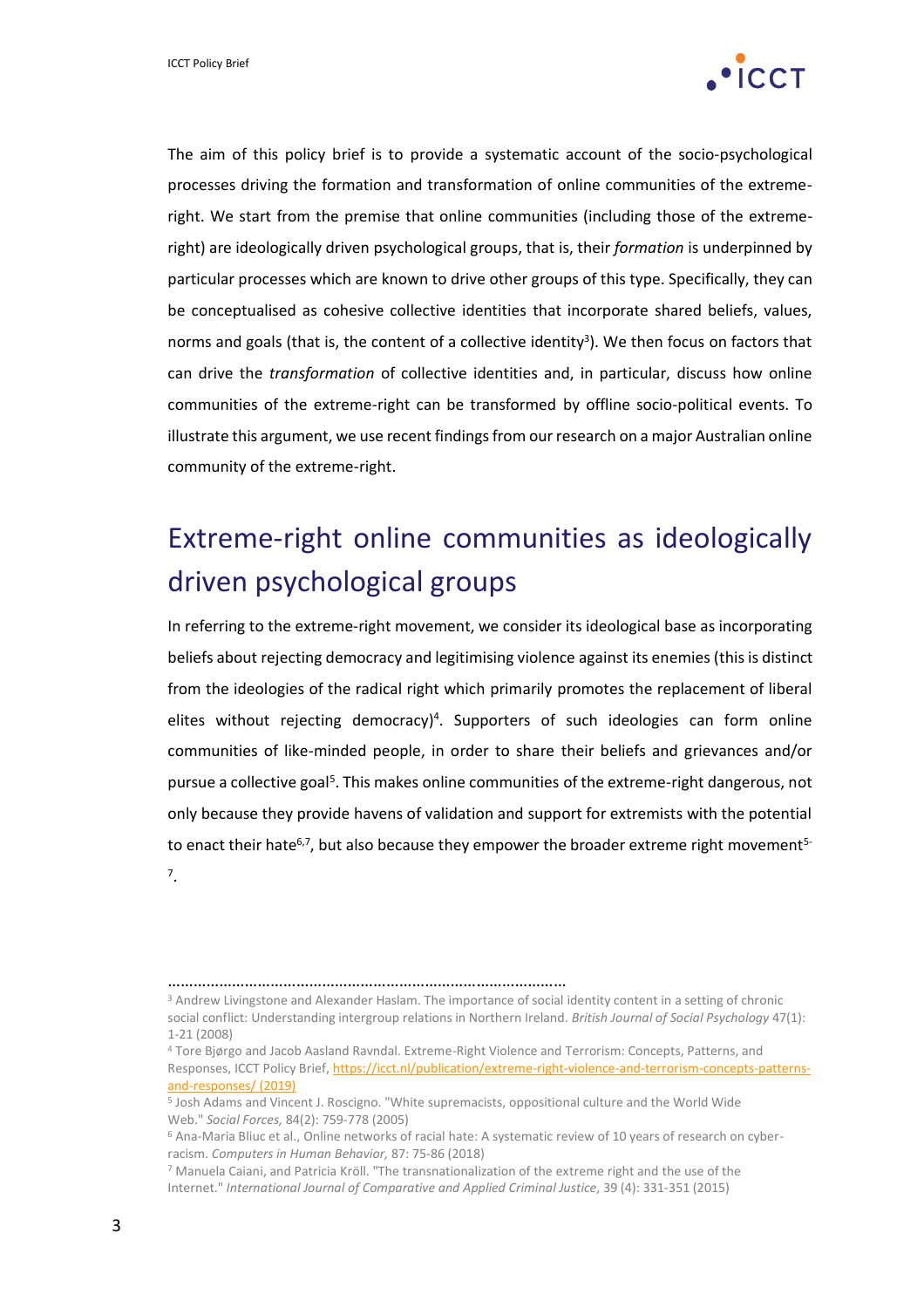The aim of this policy brief is to provide a systematic account of the socio-psychological processes driving the formation and transformation of online communities of the extreme-right. We start from the premise that online communities (including those of the extreme-right) are ideologically driven psychological groups, that is, their *formation* is underpinned by particular processes which are known to drive other groups of this type. Specifically, they can be conceptualised as cohesive collective identities that incorporate shared beliefs, values, norms and goals (that is, the content of a collective identity[3]). We then focus on factors that can drive the *transformation* of collective identities and, in particular, discuss how online communities of the extreme-right can be transformed by offline socio-political events. To illustrate this argument, we use recent findings from our research on a major Australian online community of the extreme-right.

## Extreme-right online communities as ideologically driven psychological groups

In referring to the extreme-right movement, we consider its ideological base as incorporating beliefs about rejecting democracy and legitimising violence against its enemies (this is distinct from the ideologies of the radical right which primarily promotes the replacement of liberal elites without rejecting democracy)[4]. Supporters of such ideologies can form online communities of like-minded people, in order to share their beliefs and grievances and/or pursue a collective goal[5]. This makes online communities of the extreme-right dangerous, not only because they provide havens of validation and support for extremists with the potential to enact their hate[6,7], but also because they empower the broader extreme right movement[5-7].

---

[3] Andrew Livingstone and Alexander Haslam. The importance of social identity content in a setting of chronic social conflict: Understanding intergroup relations in Northern Ireland. *British Journal of Social Psychology* 47(1): 1-21 (2008)

[4] Tore Bjørgo and Jacob Aasland Ravndal. Extreme-Right Violence and Terrorism: Concepts, Patterns, and Responses, ICCT Policy Brief, https://icct.nl/publication/extreme-right-violence-and-terrorism-concepts-patterns-and-responses/ (2019)

[5] Josh Adams and Vincent J. Roscigno. "White supremacists, oppositional culture and the World Wide Web." *Social Forces,* 84(2): 759-778 (2005)

[6] Ana-Maria Bliuc et al., Online networks of racial hate: A systematic review of 10 years of research on cyber-racism. *Computers in Human Behavior,* 87: 75-86 (2018)

[7] Manuela Caiani, and Patricia Kröll. "The transnationalization of the extreme right and the use of the Internet." *International Journal of Comparative and Applied Criminal Justice,* 39 (4): 331-351 (2015)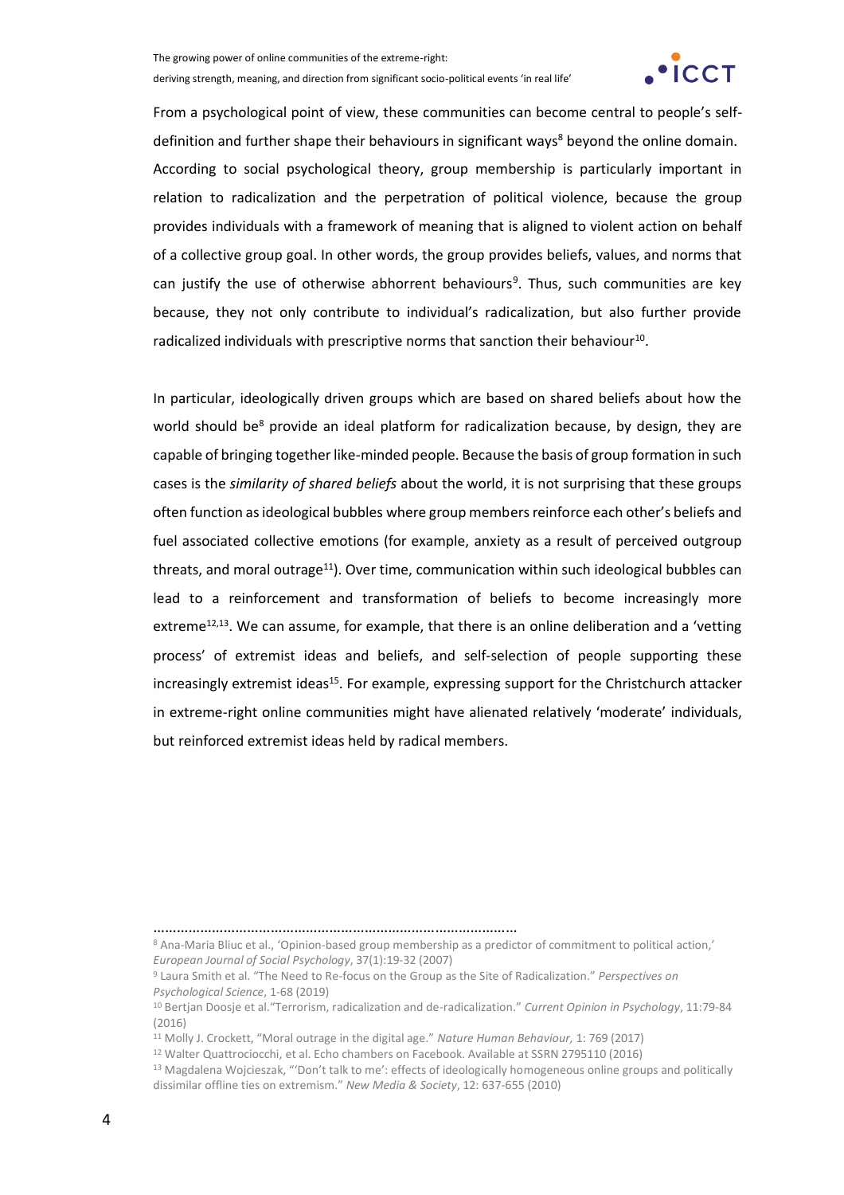From a psychological point of view, these communities can become central to people's self-definition and further shape their behaviours in significant ways[8] beyond the online domain. According to social psychological theory, group membership is particularly important in relation to radicalization and the perpetration of political violence, because the group provides individuals with a framework of meaning that is aligned to violent action on behalf of a collective group goal. In other words, the group provides beliefs, values, and norms that can justify the use of otherwise abhorrent behaviours[9]. Thus, such communities are key because, they not only contribute to individual's radicalization, but also further provide radicalized individuals with prescriptive norms that sanction their behaviour[10].

In particular, ideologically driven groups which are based on shared beliefs about how the world should be[8] provide an ideal platform for radicalization because, by design, they are capable of bringing together like-minded people. Because the basis of group formation in such cases is the *similarity of shared beliefs* about the world, it is not surprising that these groups often function as ideological bubbles where group members reinforce each other's beliefs and fuel associated collective emotions (for example, anxiety as a result of perceived outgroup threats, and moral outrage[11]). Over time, communication within such ideological bubbles can lead to a reinforcement and transformation of beliefs to become increasingly more extreme[12,13]. We can assume, for example, that there is an online deliberation and a 'vetting process' of extremist ideas and beliefs, and self-selection of people supporting these increasingly extremist ideas[15]. For example, expressing support for the Christchurch attacker in extreme-right online communities might have alienated relatively 'moderate' individuals, but reinforced extremist ideas held by radical members.

---

[8] Ana-Maria Bliuc et al., 'Opinion-based group membership as a predictor of commitment to political action,' *European Journal of Social Psychology*, 37(1):19-32 (2007)

[9] Laura Smith et al. "The Need to Re-focus on the Group as the Site of Radicalization." *Perspectives on Psychological Science*, 1-68 (2019)

[10] Bertjan Doosje et al."Terrorism, radicalization and de-radicalization." *Current Opinion in Psychology*, 11:79-84 (2016)

[11] Molly J. Crockett, "Moral outrage in the digital age." *Nature Human Behaviour*, 1: 769 (2017)

[12] Walter Quattrociocchi, et al. Echo chambers on Facebook. Available at SSRN 2795110 (2016)

[13] Magdalena Wojcieszak, "'Don't talk to me': effects of ideologically homogeneous online groups and politically dissimilar offline ties on extremism." *New Media & Society*, 12: 637-655 (2010)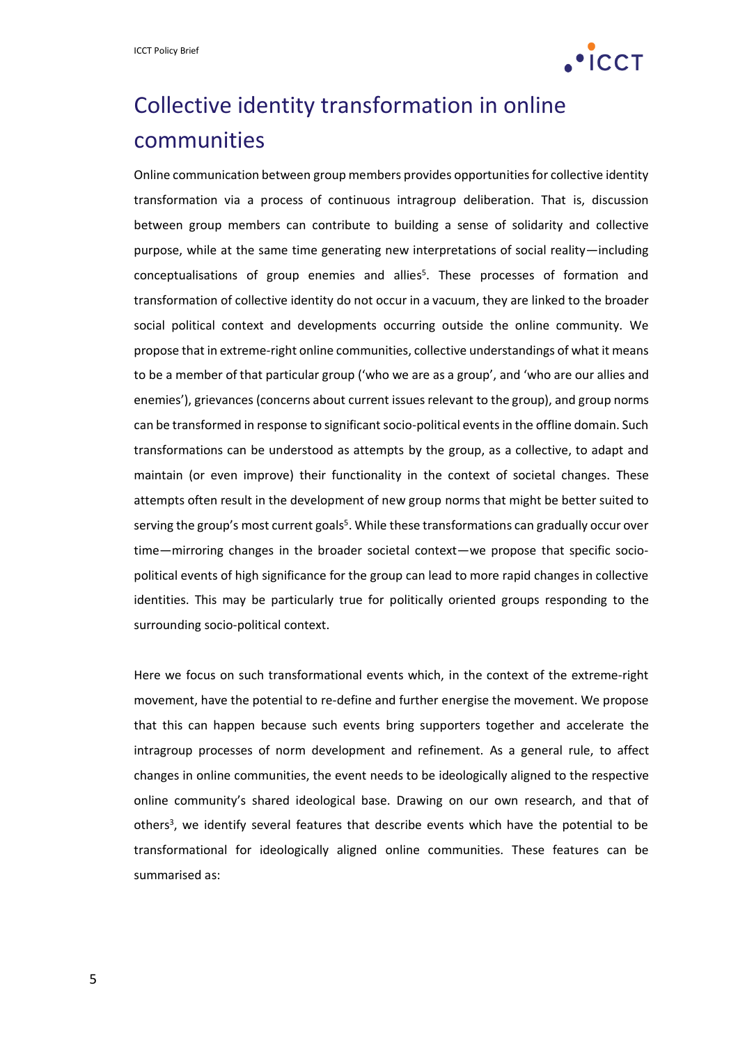# Collective identity transformation in online communities

Online communication between group members provides opportunities for collective identity transformation via a process of continuous intragroup deliberation. That is, discussion between group members can contribute to building a sense of solidarity and collective purpose, while at the same time generating new interpretations of social reality—including conceptualisations of group enemies and allies[5]. These processes of formation and transformation of collective identity do not occur in a vacuum, they are linked to the broader social political context and developments occurring outside the online community. We propose that in extreme-right online communities, collective understandings of what it means to be a member of that particular group ('who we are as a group', and 'who are our allies and enemies'), grievances (concerns about current issues relevant to the group), and group norms can be transformed in response to significant socio-political events in the offline domain. Such transformations can be understood as attempts by the group, as a collective, to adapt and maintain (or even improve) their functionality in the context of societal changes. These attempts often result in the development of new group norms that might be better suited to serving the group's most current goals[5]. While these transformations can gradually occur over time—mirroring changes in the broader societal context—we propose that specific socio-political events of high significance for the group can lead to more rapid changes in collective identities. This may be particularly true for politically oriented groups responding to the surrounding socio-political context.

Here we focus on such transformational events which, in the context of the extreme-right movement, have the potential to re-define and further energise the movement. We propose that this can happen because such events bring supporters together and accelerate the intragroup processes of norm development and refinement. As a general rule, to affect changes in online communities, the event needs to be ideologically aligned to the respective online community's shared ideological base. Drawing on our own research, and that of others[3], we identify several features that describe events which have the potential to be transformational for ideologically aligned online communities. These features can be summarised as: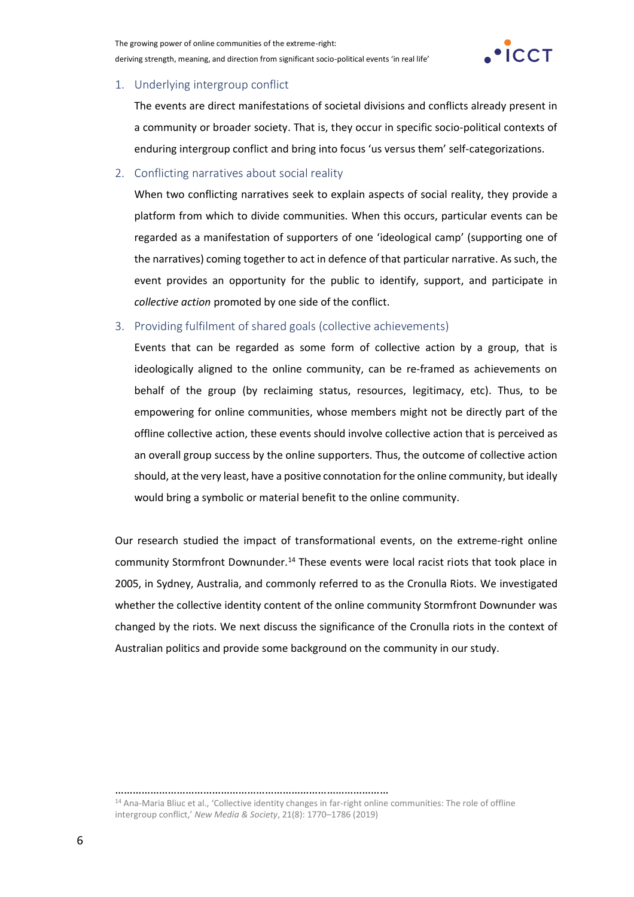1. Underlying intergroup conflict

   The events are direct manifestations of societal divisions and conflicts already present in a community or broader society. That is, they occur in specific socio-political contexts of enduring intergroup conflict and bring into focus 'us versus them' self-categorizations.

2. Conflicting narratives about social reality

   When two conflicting narratives seek to explain aspects of social reality, they provide a platform from which to divide communities. When this occurs, particular events can be regarded as a manifestation of supporters of one 'ideological camp' (supporting one of the narratives) coming together to act in defence of that particular narrative. As such, the event provides an opportunity for the public to identify, support, and participate in *collective action* promoted by one side of the conflict.

3. Providing fulfilment of shared goals (collective achievements)

   Events that can be regarded as some form of collective action by a group, that is ideologically aligned to the online community, can be re-framed as achievements on behalf of the group (by reclaiming status, resources, legitimacy, etc). Thus, to be empowering for online communities, whose members might not be directly part of the offline collective action, these events should involve collective action that is perceived as an overall group success by the online supporters. Thus, the outcome of collective action should, at the very least, have a positive connotation for the online community, but ideally would bring a symbolic or material benefit to the online community.

Our research studied the impact of transformational events, on the extreme-right online community Stormfront Downunder.[14] These events were local racist riots that took place in 2005, in Sydney, Australia, and commonly referred to as the Cronulla Riots. We investigated whether the collective identity content of the online community Stormfront Downunder was changed by the riots. We next discuss the significance of the Cronulla riots in the context of Australian politics and provide some background on the community in our study.

---

[14] Ana-Maria Bliuc et al., 'Collective identity changes in far-right online communities: The role of offline intergroup conflict,' *New Media & Society*, 21(8): 1770–1786 (2019)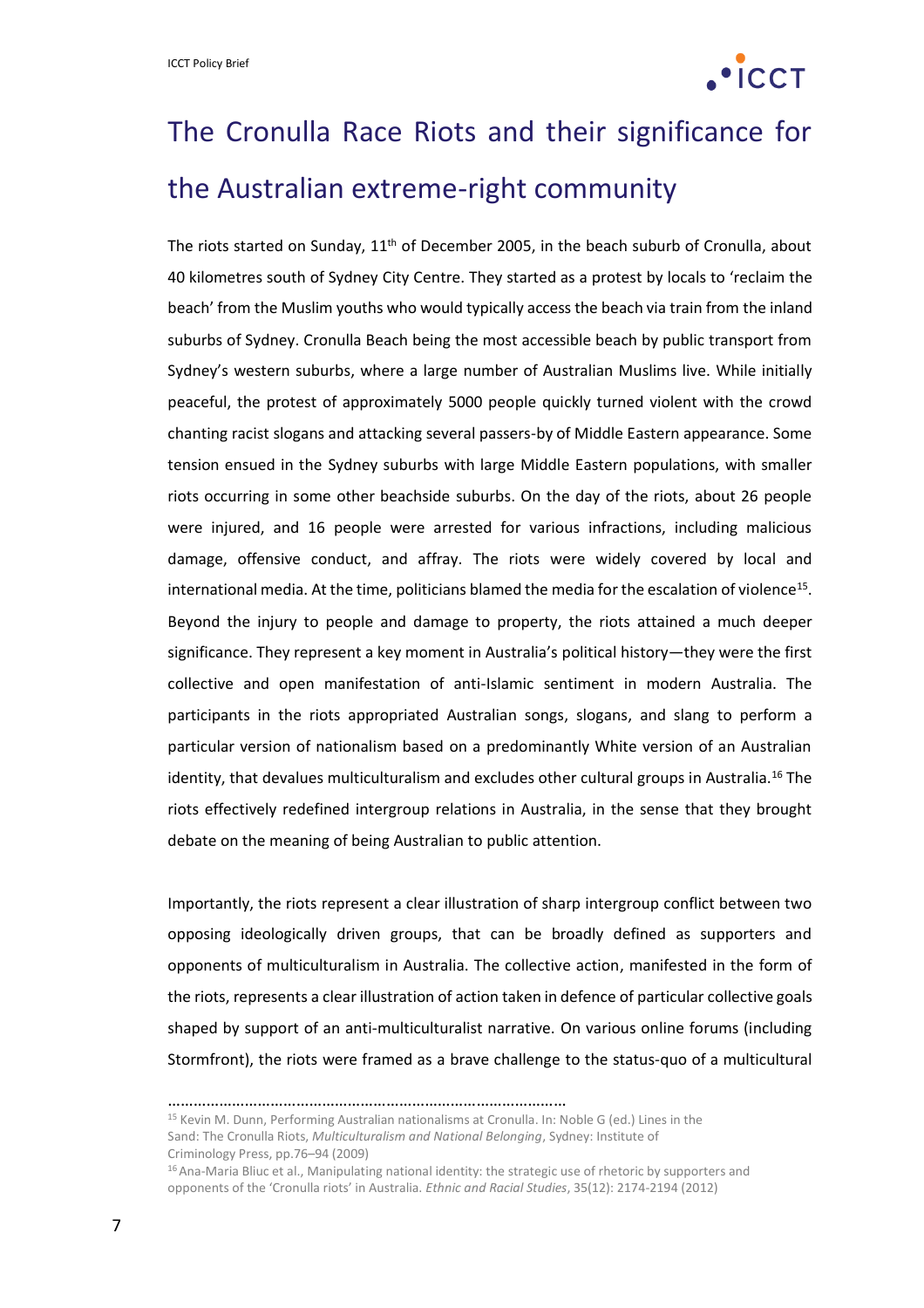# The Cronulla Race Riots and their significance for the Australian extreme-right community

The riots started on Sunday, 11th of December 2005, in the beach suburb of Cronulla, about 40 kilometres south of Sydney City Centre. They started as a protest by locals to 'reclaim the beach' from the Muslim youths who would typically access the beach via train from the inland suburbs of Sydney. Cronulla Beach being the most accessible beach by public transport from Sydney's western suburbs, where a large number of Australian Muslims live. While initially peaceful, the protest of approximately 5000 people quickly turned violent with the crowd chanting racist slogans and attacking several passers-by of Middle Eastern appearance. Some tension ensued in the Sydney suburbs with large Middle Eastern populations, with smaller riots occurring in some other beachside suburbs. On the day of the riots, about 26 people were injured, and 16 people were arrested for various infractions, including malicious damage, offensive conduct, and affray. The riots were widely covered by local and international media. At the time, politicians blamed the media for the escalation of violence[15]. Beyond the injury to people and damage to property, the riots attained a much deeper significance. They represent a key moment in Australia's political history—they were the first collective and open manifestation of anti-Islamic sentiment in modern Australia. The participants in the riots appropriated Australian songs, slogans, and slang to perform a particular version of nationalism based on a predominantly White version of an Australian identity, that devalues multiculturalism and excludes other cultural groups in Australia.[16] The riots effectively redefined intergroup relations in Australia, in the sense that they brought debate on the meaning of being Australian to public attention.

Importantly, the riots represent a clear illustration of sharp intergroup conflict between two opposing ideologically driven groups, that can be broadly defined as supporters and opponents of multiculturalism in Australia. The collective action, manifested in the form of the riots, represents a clear illustration of action taken in defence of particular collective goals shaped by support of an anti-multiculturalist narrative. On various online forums (including Stormfront), the riots were framed as a brave challenge to the status-quo of a multicultural

---

[15] Kevin M. Dunn, Performing Australian nationalisms at Cronulla. In: Noble G (ed.) Lines in the Sand: The Cronulla Riots, *Multiculturalism and National Belonging*, Sydney: Institute of Criminology Press, pp.76–94 (2009)

[16] Ana-Maria Bliuc et al., Manipulating national identity: the strategic use of rhetoric by supporters and opponents of the 'Cronulla riots' in Australia. *Ethnic and Racial Studies*, 35(12): 2174-2194 (2012)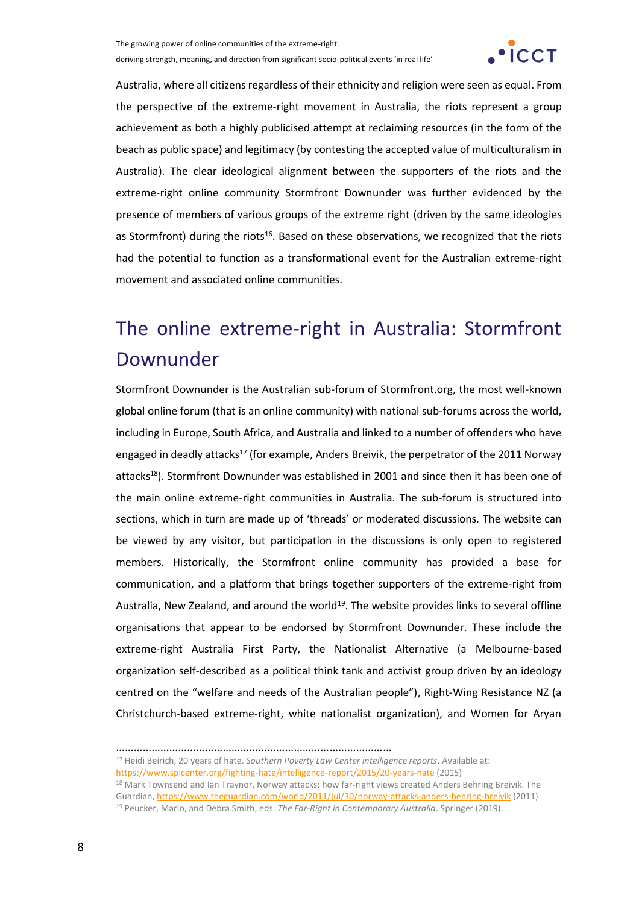Australia, where all citizens regardless of their ethnicity and religion were seen as equal. From the perspective of the extreme-right movement in Australia, the riots represent a group achievement as both a highly publicised attempt at reclaiming resources (in the form of the beach as public space) and legitimacy (by contesting the accepted value of multiculturalism in Australia). The clear ideological alignment between the supporters of the riots and the extreme-right online community Stormfront Downunder was further evidenced by the presence of members of various groups of the extreme right (driven by the same ideologies as Stormfront) during the riots[16]. Based on these observations, we recognized that the riots had the potential to function as a transformational event for the Australian extreme-right movement and associated online communities.

## The online extreme-right in Australia: Stormfront Downunder

Stormfront Downunder is the Australian sub-forum of Stormfront.org, the most well-known global online forum (that is an online community) with national sub-forums across the world, including in Europe, South Africa, and Australia and linked to a number of offenders who have engaged in deadly attacks[17] (for example, Anders Breivik, the perpetrator of the 2011 Norway attacks[18]). Stormfront Downunder was established in 2001 and since then it has been one of the main online extreme-right communities in Australia. The sub-forum is structured into sections, which in turn are made up of 'threads' or moderated discussions. The website can be viewed by any visitor, but participation in the discussions is only open to registered members. Historically, the Stormfront online community has provided a base for communication, and a platform that brings together supporters of the extreme-right from Australia, New Zealand, and around the world[19]. The website provides links to several offline organisations that appear to be endorsed by Stormfront Downunder. These include the extreme-right Australia First Party, the Nationalist Alternative (a Melbourne-based organization self-described as a political think tank and activist group driven by an ideology centred on the "welfare and needs of the Australian people"), Right-Wing Resistance NZ (a Christchurch-based extreme-right, white nationalist organization), and Women for Aryan

---

[17] Heidi Beirich, 20 years of hate. *Southern Poverty Law Center intelligence reports*. Available at: https://www.splcenter.org/fighting-hate/intelligence-report/2015/20-years-hate (2015)

[18] Mark Townsend and Ian Traynor, Norway attacks: how far-right views created Anders Behring Breivik. The Guardian, https://www.theguardian.com/world/2011/jul/30/norway-attacks-anders-behring-breivik (2011)

[19] Peucker, Mario, and Debra Smith, eds. *The Far-Right in Contemporary Australia*. Springer (2019).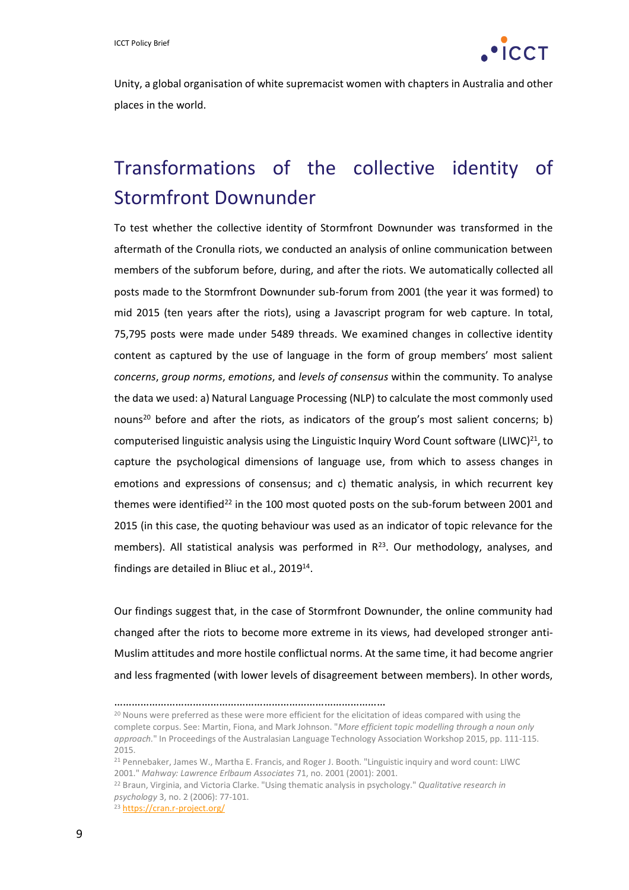Unity, a global organisation of white supremacist women with chapters in Australia and other places in the world.

## Transformations of the collective identity of Stormfront Downunder

To test whether the collective identity of Stormfront Downunder was transformed in the aftermath of the Cronulla riots, we conducted an analysis of online communication between members of the subforum before, during, and after the riots. We automatically collected all posts made to the Stormfront Downunder sub-forum from 2001 (the year it was formed) to mid 2015 (ten years after the riots), using a Javascript program for web capture. In total, 75,795 posts were made under 5489 threads. We examined changes in collective identity content as captured by the use of language in the form of group members' most salient *concerns*, *group norms*, *emotions*, and *levels of consensus* within the community. To analyse the data we used: a) Natural Language Processing (NLP) to calculate the most commonly used nouns[20] before and after the riots, as indicators of the group's most salient concerns; b) computerised linguistic analysis using the Linguistic Inquiry Word Count software (LIWC)[21], to capture the psychological dimensions of language use, from which to assess changes in emotions and expressions of consensus; and c) thematic analysis, in which recurrent key themes were identified[22] in the 100 most quoted posts on the sub-forum between 2001 and 2015 (in this case, the quoting behaviour was used as an indicator of topic relevance for the members). All statistical analysis was performed in R[23]. Our methodology, analyses, and findings are detailed in Bliuc et al., 2019[14].

Our findings suggest that, in the case of Stormfront Downunder, the online community had changed after the riots to become more extreme in its views, had developed stronger anti-Muslim attitudes and more hostile conflictual norms. At the same time, it had become angrier and less fragmented (with lower levels of disagreement between members). In other words,

---

[20] Nouns were preferred as these were more efficient for the elicitation of ideas compared with using the complete corpus. See: Martin, Fiona, and Mark Johnson. "*More efficient topic modelling through a noun only approach.*" In Proceedings of the Australasian Language Technology Association Workshop 2015, pp. 111-115. 2015.

[21] Pennebaker, James W., Martha E. Francis, and Roger J. Booth. "Linguistic inquiry and word count: LIWC 2001." *Mahway: Lawrence Erlbaum Associates* 71, no. 2001 (2001): 2001.

[22] Braun, Virginia, and Victoria Clarke. "Using thematic analysis in psychology." *Qualitative research in psychology* 3, no. 2 (2006): 77-101.

[23] https://cran.r-project.org/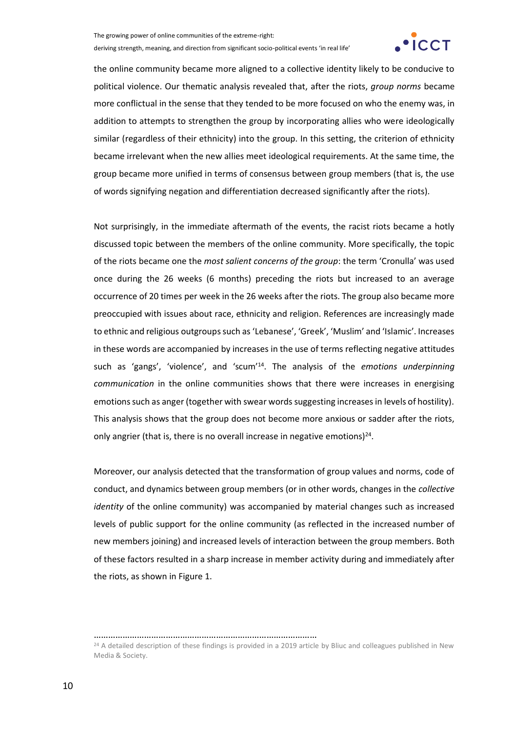the online community became more aligned to a collective identity likely to be conducive to political violence. Our thematic analysis revealed that, after the riots, *group norms* became more conflictual in the sense that they tended to be more focused on who the enemy was, in addition to attempts to strengthen the group by incorporating allies who were ideologically similar (regardless of their ethnicity) into the group. In this setting, the criterion of ethnicity became irrelevant when the new allies meet ideological requirements. At the same time, the group became more unified in terms of consensus between group members (that is, the use of words signifying negation and differentiation decreased significantly after the riots).

Not surprisingly, in the immediate aftermath of the events, the racist riots became a hotly discussed topic between the members of the online community. More specifically, the topic of the riots became one the *most salient concerns of the group*: the term 'Cronulla' was used once during the 26 weeks (6 months) preceding the riots but increased to an average occurrence of 20 times per week in the 26 weeks after the riots. The group also became more preoccupied with issues about race, ethnicity and religion. References are increasingly made to ethnic and religious outgroups such as 'Lebanese', 'Greek', 'Muslim' and 'Islamic'. Increases in these words are accompanied by increases in the use of terms reflecting negative attitudes such as 'gangs', 'violence', and 'scum'[14]. The analysis of the *emotions underpinning communication* in the online communities shows that there were increases in energising emotions such as anger (together with swear words suggesting increases in levels of hostility). This analysis shows that the group does not become more anxious or sadder after the riots, only angrier (that is, there is no overall increase in negative emotions)[24].

Moreover, our analysis detected that the transformation of group values and norms, code of conduct, and dynamics between group members (or in other words, changes in the *collective identity* of the online community) was accompanied by material changes such as increased levels of public support for the online community (as reflected in the increased number of new members joining) and increased levels of interaction between the group members. Both of these factors resulted in a sharp increase in member activity during and immediately after the riots, as shown in Figure 1.

---

[24] A detailed description of these findings is provided in a 2019 article by Bliuc and colleagues published in New Media & Society.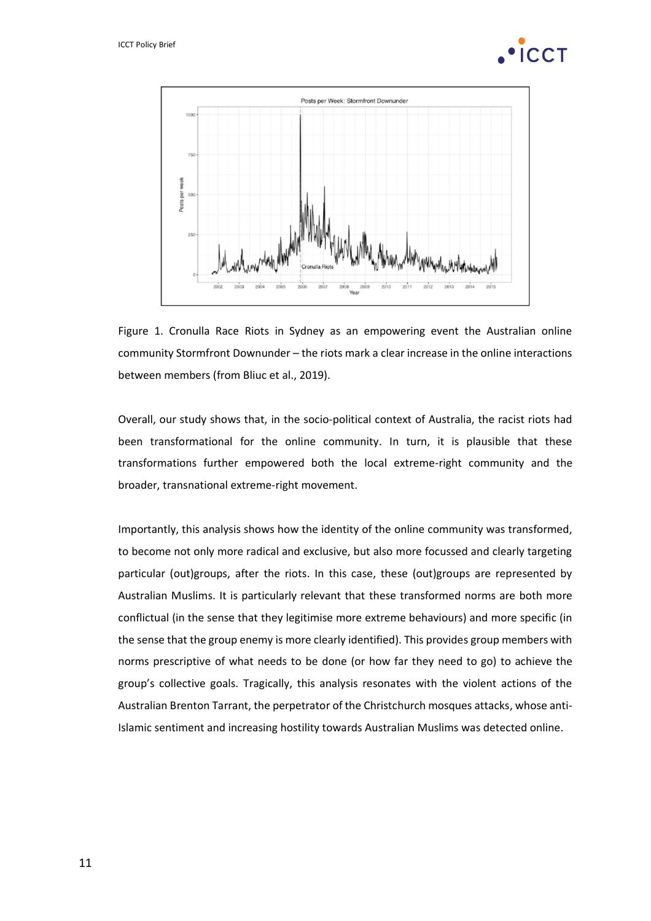Figure 1. Cronulla Race Riots in Sydney as an empowering event the Australian online community Stormfront Downunder – the riots mark a clear increase in the online interactions between members (from Bliuc et al., 2019).

Overall, our study shows that, in the socio-political context of Australia, the racist riots had been transformational for the online community. In turn, it is plausible that these transformations further empowered both the local extreme-right community and the broader, transnational extreme-right movement.

Importantly, this analysis shows how the identity of the online community was transformed, to become not only more radical and exclusive, but also more focussed and clearly targeting particular (out)groups, after the riots. In this case, these (out)groups are represented by Australian Muslims. It is particularly relevant that these transformed norms are both more conflictual (in the sense that they legitimise more extreme behaviours) and more specific (in the sense that the group enemy is more clearly identified). This provides group members with norms prescriptive of what needs to be done (or how far they need to go) to achieve the group's collective goals. Tragically, this analysis resonates with the violent actions of the Australian Brenton Tarrant, the perpetrator of the Christchurch mosques attacks, whose anti-Islamic sentiment and increasing hostility towards Australian Muslims was detected online.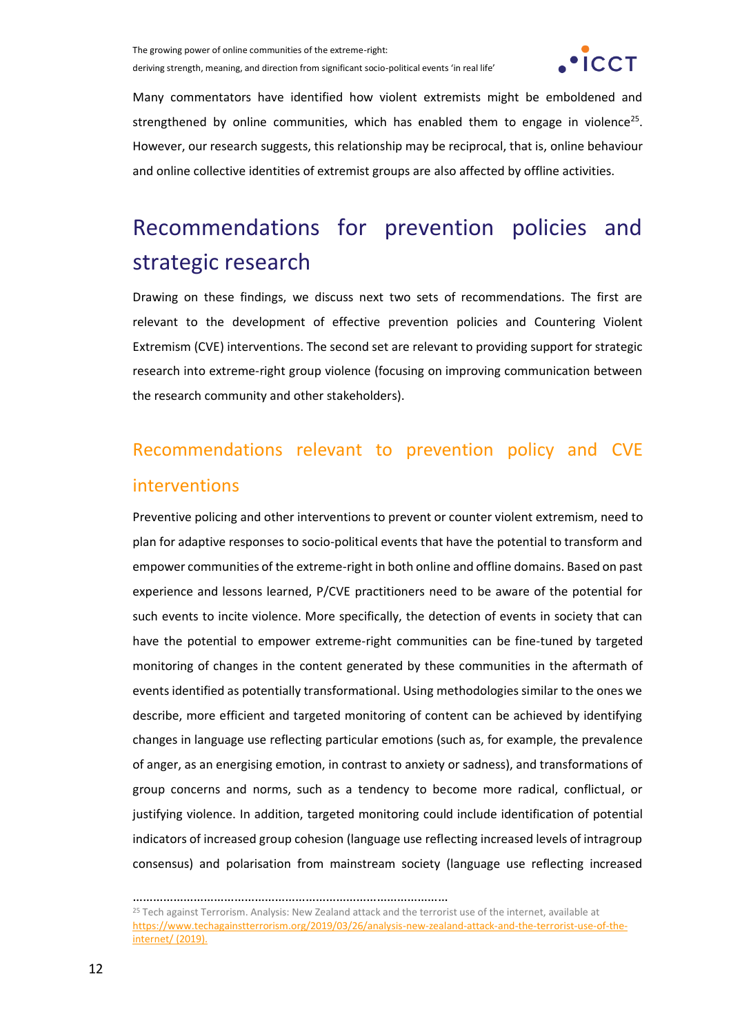Many commentators have identified how violent extremists might be emboldened and strengthened by online communities, which has enabled them to engage in violence[25]. However, our research suggests, this relationship may be reciprocal, that is, online behaviour and online collective identities of extremist groups are also affected by offline activities.

# Recommendations for prevention policies and strategic research

Drawing on these findings, we discuss next two sets of recommendations. The first are relevant to the development of effective prevention policies and Countering Violent Extremism (CVE) interventions. The second set are relevant to providing support for strategic research into extreme-right group violence (focusing on improving communication between the research community and other stakeholders).

## Recommendations relevant to prevention policy and CVE interventions

Preventive policing and other interventions to prevent or counter violent extremism, need to plan for adaptive responses to socio-political events that have the potential to transform and empower communities of the extreme-right in both online and offline domains. Based on past experience and lessons learned, P/CVE practitioners need to be aware of the potential for such events to incite violence. More specifically, the detection of events in society that can have the potential to empower extreme-right communities can be fine-tuned by targeted monitoring of changes in the content generated by these communities in the aftermath of events identified as potentially transformational. Using methodologies similar to the ones we describe, more efficient and targeted monitoring of content can be achieved by identifying changes in language use reflecting particular emotions (such as, for example, the prevalence of anger, as an energising emotion, in contrast to anxiety or sadness), and transformations of group concerns and norms, such as a tendency to become more radical, conflictual, or justifying violence. In addition, targeted monitoring could include identification of potential indicators of increased group cohesion (language use reflecting increased levels of intragroup consensus) and polarisation from mainstream society (language use reflecting increased

---

[25] Tech against Terrorism. Analysis: New Zealand attack and the terrorist use of the internet, available at https://www.techagainstterrorism.org/2019/03/26/analysis-new-zealand-attack-and-the-terrorist-use-of-the-internet/ (2019).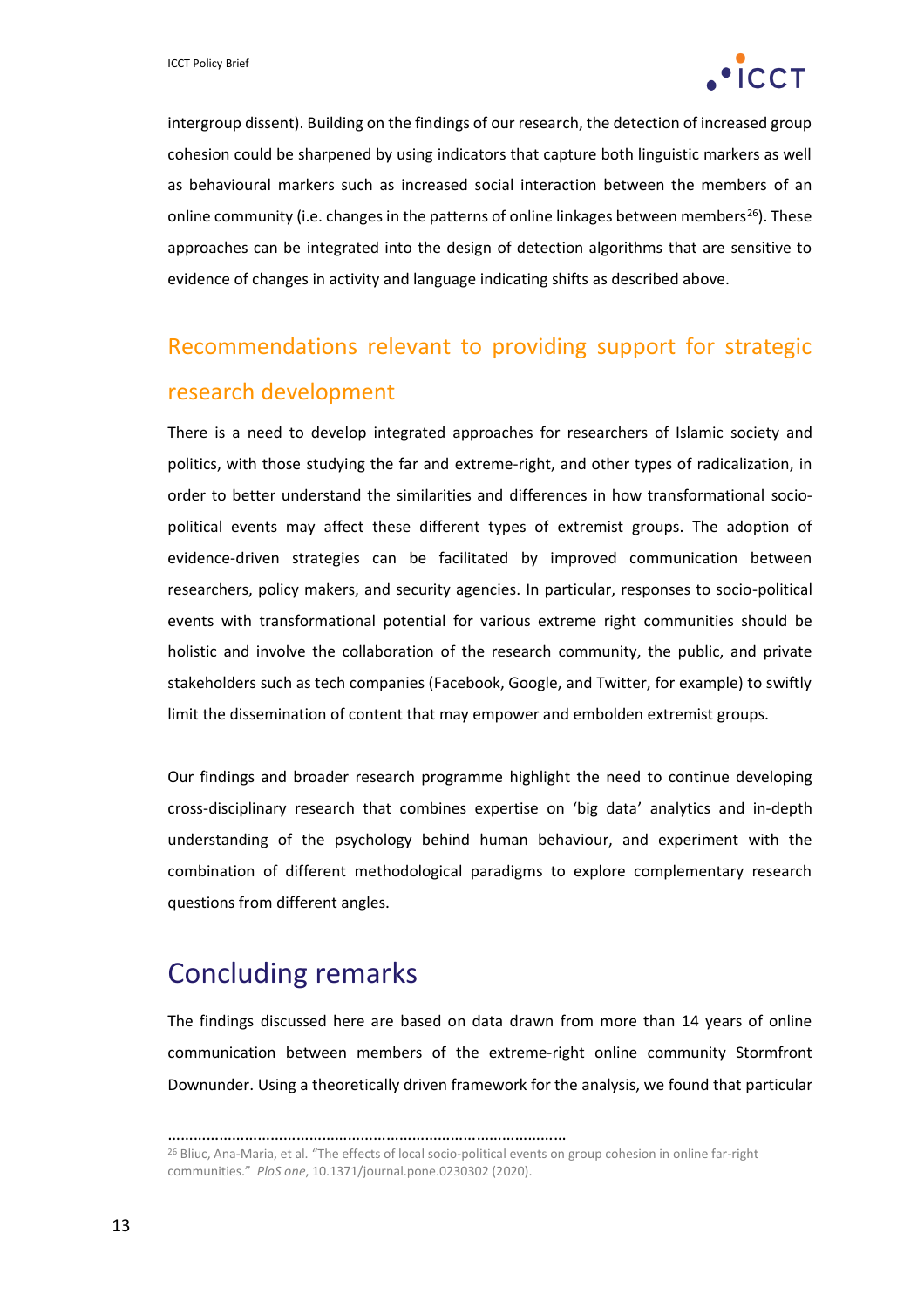intergroup dissent). Building on the findings of our research, the detection of increased group cohesion could be sharpened by using indicators that capture both linguistic markers as well as behavioural markers such as increased social interaction between the members of an online community (i.e. changes in the patterns of online linkages between members[26]). These approaches can be integrated into the design of detection algorithms that are sensitive to evidence of changes in activity and language indicating shifts as described above.

### Recommendations relevant to providing support for strategic research development

There is a need to develop integrated approaches for researchers of Islamic society and politics, with those studying the far and extreme-right, and other types of radicalization, in order to better understand the similarities and differences in how transformational socio-political events may affect these different types of extremist groups. The adoption of evidence-driven strategies can be facilitated by improved communication between researchers, policy makers, and security agencies. In particular, responses to socio-political events with transformational potential for various extreme right communities should be holistic and involve the collaboration of the research community, the public, and private stakeholders such as tech companies (Facebook, Google, and Twitter, for example) to swiftly limit the dissemination of content that may empower and embolden extremist groups.

Our findings and broader research programme highlight the need to continue developing cross-disciplinary research that combines expertise on 'big data' analytics and in-depth understanding of the psychology behind human behaviour, and experiment with the combination of different methodological paradigms to explore complementary research questions from different angles.

## Concluding remarks

The findings discussed here are based on data drawn from more than 14 years of online communication between members of the extreme-right online community Stormfront Downunder. Using a theoretically driven framework for the analysis, we found that particular

---

[26] Bliuc, Ana-Maria, et al. "The effects of local socio-political events on group cohesion in online far-right communities." *PloS one*, 10.1371/journal.pone.0230302 (2020).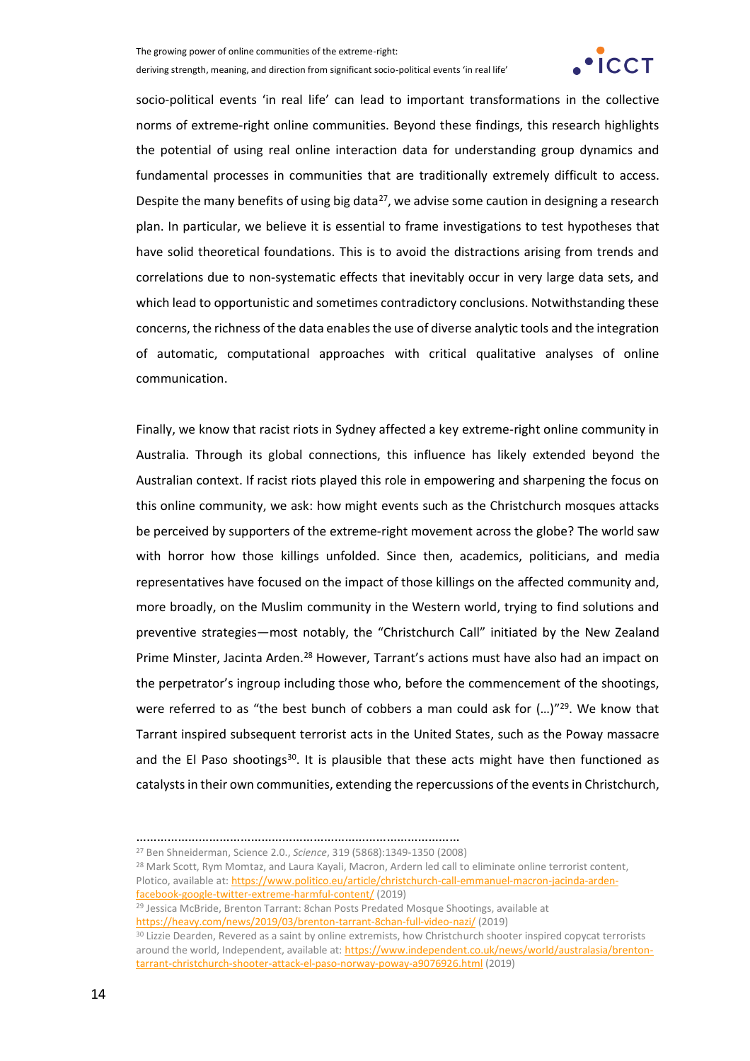socio-political events 'in real life' can lead to important transformations in the collective norms of extreme-right online communities. Beyond these findings, this research highlights the potential of using real online interaction data for understanding group dynamics and fundamental processes in communities that are traditionally extremely difficult to access. Despite the many benefits of using big data[27], we advise some caution in designing a research plan. In particular, we believe it is essential to frame investigations to test hypotheses that have solid theoretical foundations. This is to avoid the distractions arising from trends and correlations due to non-systematic effects that inevitably occur in very large data sets, and which lead to opportunistic and sometimes contradictory conclusions. Notwithstanding these concerns, the richness of the data enables the use of diverse analytic tools and the integration of automatic, computational approaches with critical qualitative analyses of online communication.

Finally, we know that racist riots in Sydney affected a key extreme-right online community in Australia. Through its global connections, this influence has likely extended beyond the Australian context. If racist riots played this role in empowering and sharpening the focus on this online community, we ask: how might events such as the Christchurch mosques attacks be perceived by supporters of the extreme-right movement across the globe? The world saw with horror how those killings unfolded. Since then, academics, politicians, and media representatives have focused on the impact of those killings on the affected community and, more broadly, on the Muslim community in the Western world, trying to find solutions and preventive strategies—most notably, the "Christchurch Call" initiated by the New Zealand Prime Minster, Jacinta Arden.[28] However, Tarrant's actions must have also had an impact on the perpetrator's ingroup including those who, before the commencement of the shootings, were referred to as "the best bunch of cobbers a man could ask for (…)"[29]. We know that Tarrant inspired subsequent terrorist acts in the United States, such as the Poway massacre and the El Paso shootings[30]. It is plausible that these acts might have then functioned as catalysts in their own communities, extending the repercussions of the events in Christchurch,

---

[27] Ben Shneiderman, Science 2.0., *Science*, 319 (5868):1349-1350 (2008)

[28] Mark Scott, Rym Momtaz, and Laura Kayali, Macron, Ardern led call to eliminate online terrorist content, Plotico, available at: https://www.politico.eu/article/christchurch-call-emmanuel-macron-jacinda-arden-facebook-google-twitter-extreme-harmful-content/ (2019)

[29] Jessica McBride, Brenton Tarrant: 8chan Posts Predated Mosque Shootings, available at https://heavy.com/news/2019/03/brenton-tarrant-8chan-full-video-nazi/ (2019)

[30] Lizzie Dearden, Revered as a saint by online extremists, how Christchurch shooter inspired copycat terrorists around the world, Independent, available at: https://www.independent.co.uk/news/world/australasia/brenton-tarrant-christchurch-shooter-attack-el-paso-norway-poway-a9076926.html (2019)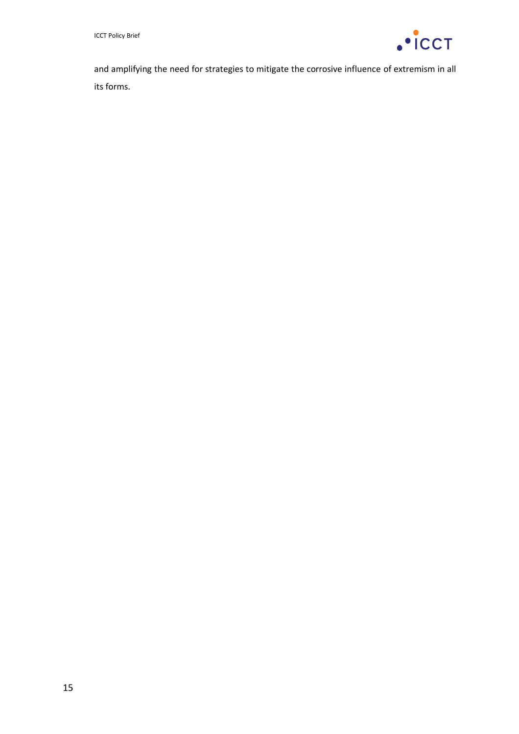and amplifying the need for strategies to mitigate the corrosive influence of extremism in all its forms.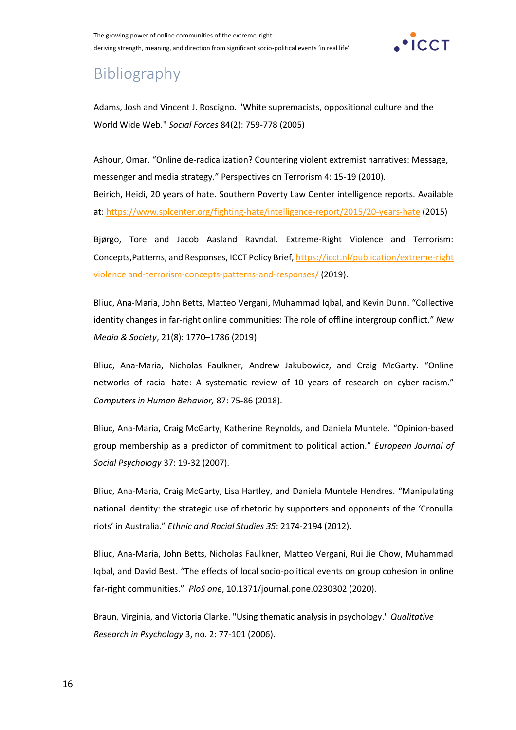# Bibliography

Adams, Josh and Vincent J. Roscigno. "White supremacists, oppositional culture and the World Wide Web." *Social Forces* 84(2): 759-778 (2005)

Ashour, Omar. "Online de-radicalization? Countering violent extremist narratives: Message, messenger and media strategy." Perspectives on Terrorism 4: 15-19 (2010).
Beirich, Heidi, 20 years of hate. Southern Poverty Law Center intelligence reports. Available at: https://www.splcenter.org/fighting-hate/intelligence-report/2015/20-years-hate (2015)

Bjørgo, Tore and Jacob Aasland Ravndal. Extreme-Right Violence and Terrorism: Concepts,Patterns, and Responses, ICCT Policy Brief, https://icct.nl/publication/extreme-right violence and-terrorism-concepts-patterns-and-responses/ (2019).

Bliuc, Ana-Maria, John Betts, Matteo Vergani, Muhammad Iqbal, and Kevin Dunn. "Collective identity changes in far-right online communities: The role of offline intergroup conflict." *New Media & Society*, 21(8): 1770–1786 (2019).

Bliuc, Ana-Maria, Nicholas Faulkner, Andrew Jakubowicz, and Craig McGarty. "Online networks of racial hate: A systematic review of 10 years of research on cyber-racism." *Computers in Human Behavior,* 87: 75-86 (2018).

Bliuc, Ana-Maria, Craig McGarty, Katherine Reynolds, and Daniela Muntele. "Opinion-based group membership as a predictor of commitment to political action." *European Journal of Social Psychology* 37: 19-32 (2007).

Bliuc, Ana-Maria, Craig McGarty, Lisa Hartley, and Daniela Muntele Hendres. "Manipulating national identity: the strategic use of rhetoric by supporters and opponents of the 'Cronulla riots' in Australia." *Ethnic and Racial Studies 35*: 2174-2194 (2012).

Bliuc, Ana-Maria, John Betts, Nicholas Faulkner, Matteo Vergani, Rui Jie Chow, Muhammad Iqbal, and David Best. "The effects of local socio-political events on group cohesion in online far-right communities." *PloS one*, 10.1371/journal.pone.0230302 (2020).

Braun, Virginia, and Victoria Clarke. "Using thematic analysis in psychology." *Qualitative Research in Psychology* 3, no. 2: 77-101 (2006).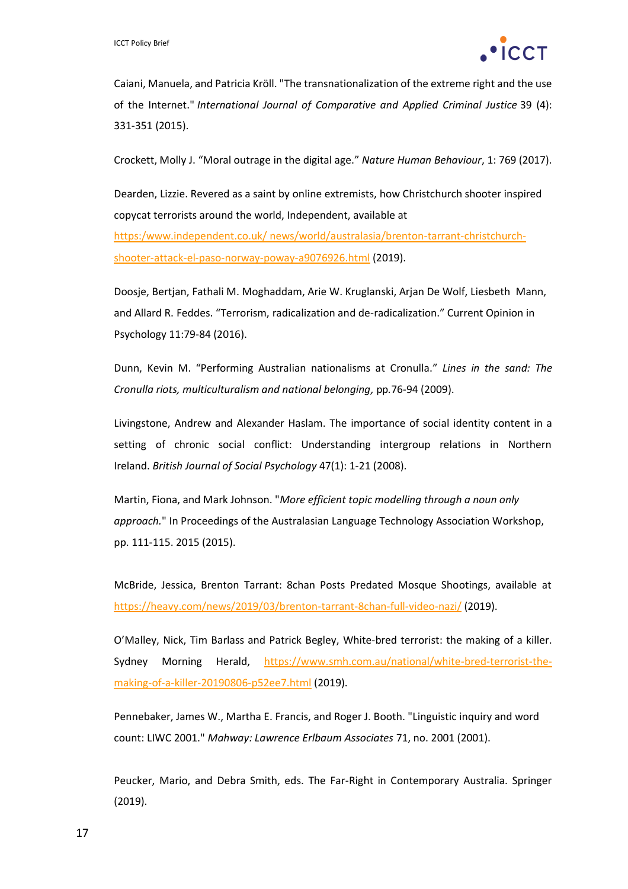Caiani, Manuela, and Patricia Kröll. "The transnationalization of the extreme right and the use of the Internet." *International Journal of Comparative and Applied Criminal Justice* 39 (4): 331-351 (2015).

Crockett, Molly J. "Moral outrage in the digital age." *Nature Human Behaviour*, 1: 769 (2017).

Dearden, Lizzie. Revered as a saint by online extremists, how Christchurch shooter inspired copycat terrorists around the world, Independent, available at https:/www.independent.co.uk/ news/world/australasia/brenton-tarrant-christchurch-shooter-attack-el-paso-norway-poway-a9076926.html (2019).

Doosje, Bertjan, Fathali M. Moghaddam, Arie W. Kruglanski, Arjan De Wolf, Liesbeth Mann, and Allard R. Feddes. "Terrorism, radicalization and de-radicalization." Current Opinion in Psychology 11:79-84 (2016).

Dunn, Kevin M. "Performing Australian nationalisms at Cronulla." *Lines in the sand: The Cronulla riots, multiculturalism and national belonging,* pp.76-94 (2009).

Livingstone, Andrew and Alexander Haslam. The importance of social identity content in a setting of chronic social conflict: Understanding intergroup relations in Northern Ireland. *British Journal of Social Psychology* 47(1): 1-21 (2008).

Martin, Fiona, and Mark Johnson. "*More efficient topic modelling through a noun only approach.*" In Proceedings of the Australasian Language Technology Association Workshop, pp. 111-115. 2015 (2015).

McBride, Jessica, Brenton Tarrant: 8chan Posts Predated Mosque Shootings, available at https://heavy.com/news/2019/03/brenton-tarrant-8chan-full-video-nazi/ (2019).

O'Malley, Nick, Tim Barlass and Patrick Begley, White-bred terrorist: the making of a killer. Sydney Morning Herald, https://www.smh.com.au/national/white-bred-terrorist-the-making-of-a-killer-20190806-p52ee7.html (2019).

Pennebaker, James W., Martha E. Francis, and Roger J. Booth. "Linguistic inquiry and word count: LIWC 2001." *Mahway: Lawrence Erlbaum Associates* 71, no. 2001 (2001).

Peucker, Mario, and Debra Smith, eds. The Far-Right in Contemporary Australia. Springer (2019).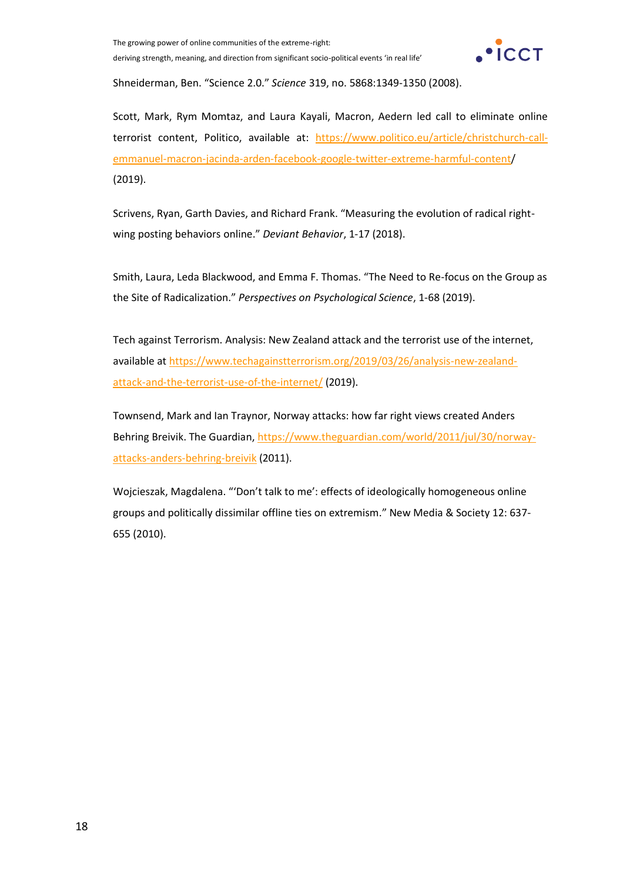Shneiderman, Ben. “Science 2.0.” *Science* 319, no. 5868:1349-1350 (2008).

Scott, Mark, Rym Momtaz, and Laura Kayali, Macron, Aedern led call to eliminate online terrorist content, Politico, available at: https://www.politico.eu/article/christchurch-call-emmanuel-macron-jacinda-arden-facebook-google-twitter-extreme-harmful-content/ (2019).

Scrivens, Ryan, Garth Davies, and Richard Frank. “Measuring the evolution of radical right-wing posting behaviors online.” *Deviant Behavior*, 1-17 (2018).

Smith, Laura, Leda Blackwood, and Emma F. Thomas. “The Need to Re-focus on the Group as the Site of Radicalization.” *Perspectives on Psychological Science*, 1-68 (2019).

Tech against Terrorism. Analysis: New Zealand attack and the terrorist use of the internet, available at https://www.techagainstterrorism.org/2019/03/26/analysis-new-zealand-attack-and-the-terrorist-use-of-the-internet/ (2019).

Townsend, Mark and Ian Traynor, Norway attacks: how far right views created Anders Behring Breivik. The Guardian, https://www.theguardian.com/world/2011/jul/30/norway-attacks-anders-behring-breivik (2011).

Wojcieszak, Magdalena. “‘Don’t talk to me’: effects of ideologically homogeneous online groups and politically dissimilar offline ties on extremism.” New Media & Society 12: 637-655 (2010).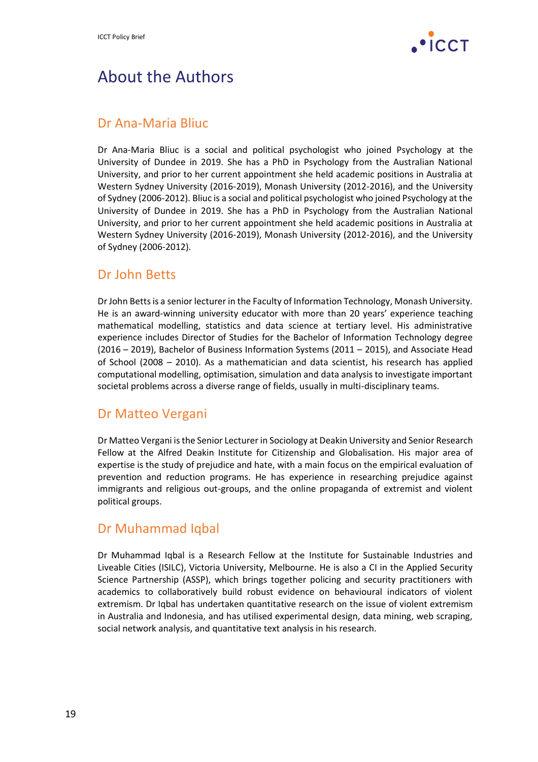# About the Authors

## Dr Ana-Maria Bliuc

Dr Ana-Maria Bliuc is a social and political psychologist who joined Psychology at the University of Dundee in 2019. She has a PhD in Psychology from the Australian National University, and prior to her current appointment she held academic positions in Australia at Western Sydney University (2016-2019), Monash University (2012-2016), and the University of Sydney (2006-2012). Bliuc is a social and political psychologist who joined Psychology at the University of Dundee in 2019. She has a PhD in Psychology from the Australian National University, and prior to her current appointment she held academic positions in Australia at Western Sydney University (2016-2019), Monash University (2012-2016), and the University of Sydney (2006-2012).

## Dr John Betts

Dr John Betts is a senior lecturer in the Faculty of Information Technology, Monash University. He is an award-winning university educator with more than 20 years' experience teaching mathematical modelling, statistics and data science at tertiary level. His administrative experience includes Director of Studies for the Bachelor of Information Technology degree (2016 – 2019), Bachelor of Business Information Systems (2011 – 2015), and Associate Head of School (2008 – 2010). As a mathematician and data scientist, his research has applied computational modelling, optimisation, simulation and data analysis to investigate important societal problems across a diverse range of fields, usually in multi-disciplinary teams.

## Dr Matteo Vergani

Dr Matteo Vergani is the Senior Lecturer in Sociology at Deakin University and Senior Research Fellow at the Alfred Deakin Institute for Citizenship and Globalisation. His major area of expertise is the study of prejudice and hate, with a main focus on the empirical evaluation of prevention and reduction programs. He has experience in researching prejudice against immigrants and religious out-groups, and the online propaganda of extremist and violent political groups.

## Dr Muhammad Iqbal

Dr Muhammad Iqbal is a Research Fellow at the Institute for Sustainable Industries and Liveable Cities (ISILC), Victoria University, Melbourne. He is also a CI in the Applied Security Science Partnership (ASSP), which brings together policing and security practitioners with academics to collaboratively build robust evidence on behavioural indicators of violent extremism. Dr Iqbal has undertaken quantitative research on the issue of violent extremism in Australia and Indonesia, and has utilised experimental design, data mining, web scraping, social network analysis, and quantitative text analysis in his research.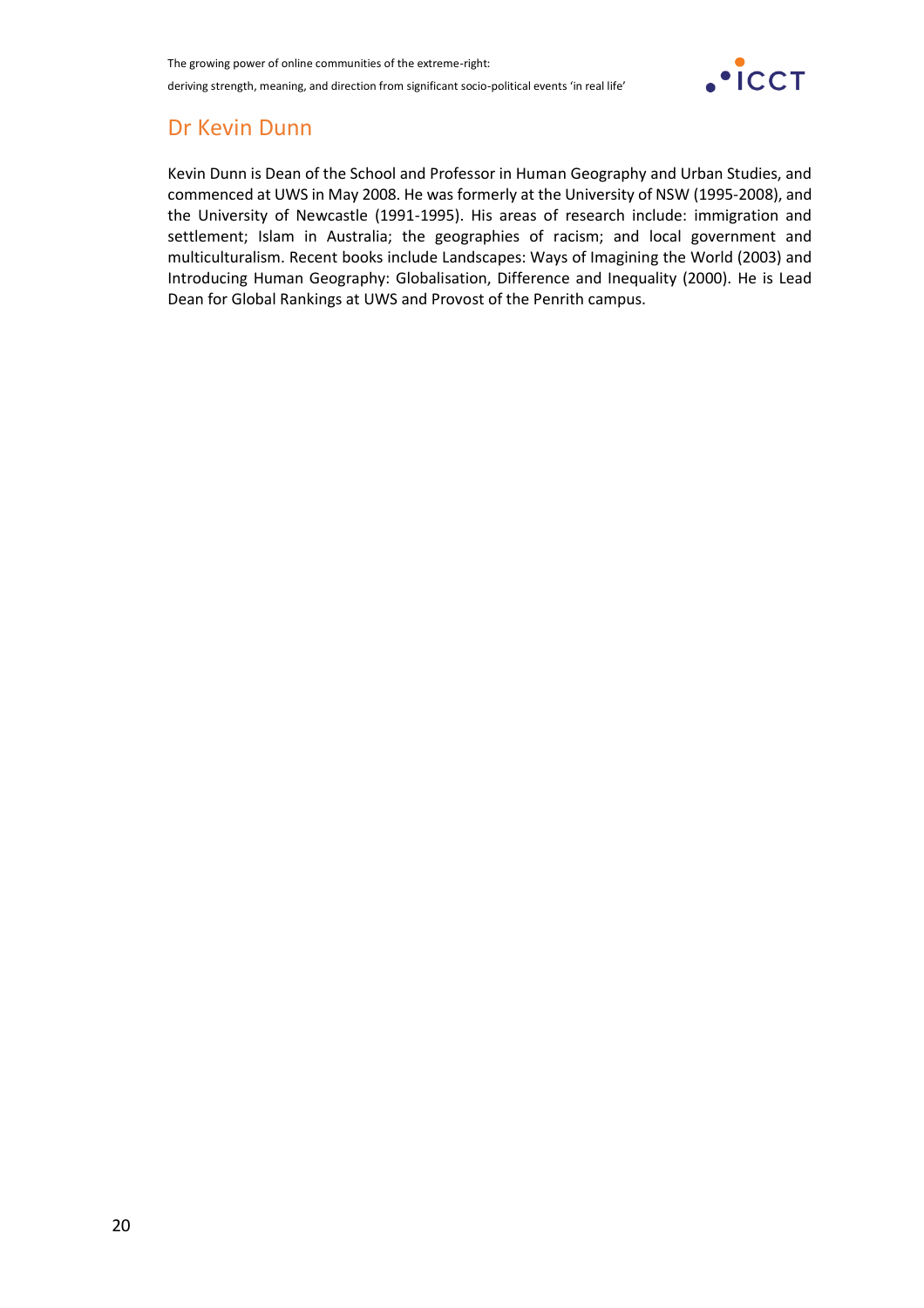## Dr Kevin Dunn

Kevin Dunn is Dean of the School and Professor in Human Geography and Urban Studies, and commenced at UWS in May 2008. He was formerly at the University of NSW (1995-2008), and the University of Newcastle (1991-1995). His areas of research include: immigration and settlement; Islam in Australia; the geographies of racism; and local government and multiculturalism. Recent books include Landscapes: Ways of Imagining the World (2003) and Introducing Human Geography: Globalisation, Difference and Inequality (2000). He is Lead Dean for Global Rankings at UWS and Provost of the Penrith campus.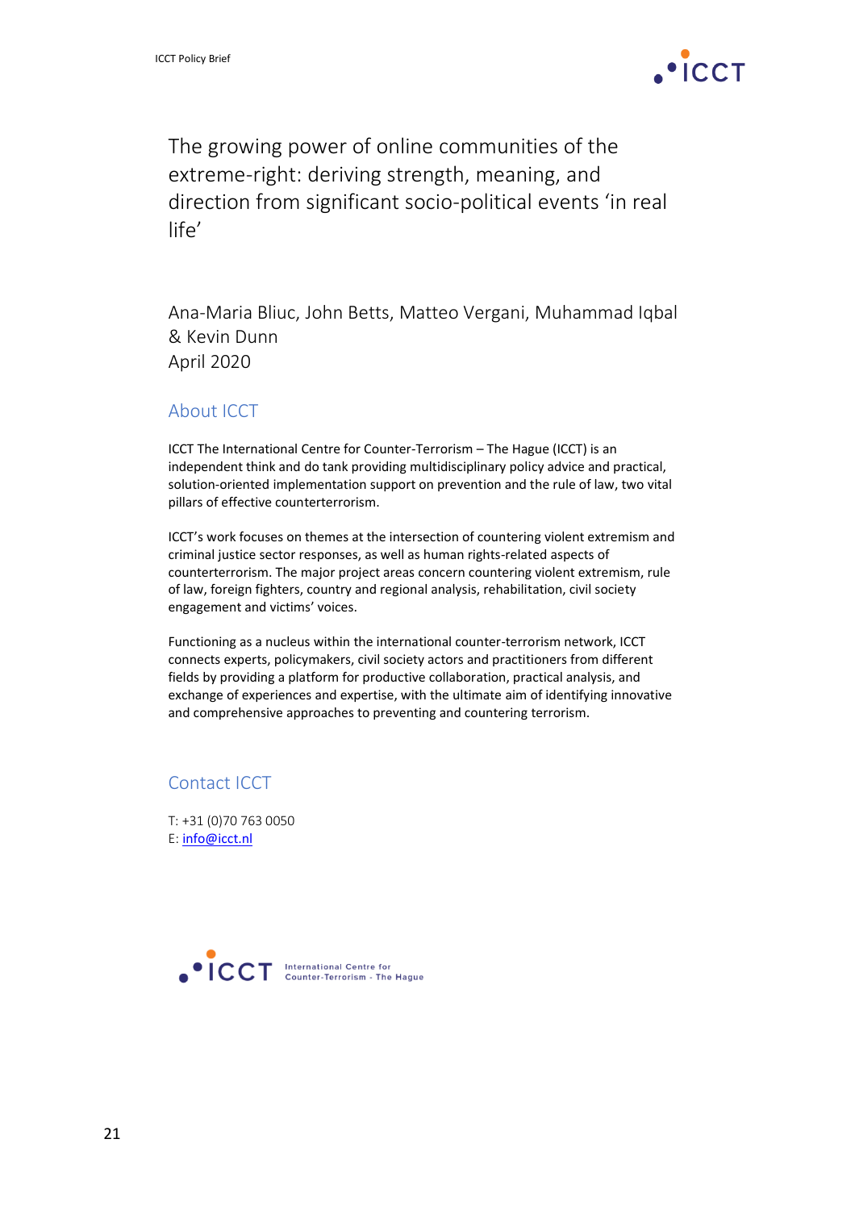# The growing power of online communities of the extreme-right: deriving strength, meaning, and direction from significant socio-political events 'in real life'

Ana-Maria Bliuc, John Betts, Matteo Vergani, Muhammad Iqbal & Kevin Dunn
April 2020

## About ICCT

ICCT The International Centre for Counter-Terrorism – The Hague (ICCT) is an independent think and do tank providing multidisciplinary policy advice and practical, solution-oriented implementation support on prevention and the rule of law, two vital pillars of effective counterterrorism.

ICCT's work focuses on themes at the intersection of countering violent extremism and criminal justice sector responses, as well as human rights-related aspects of counterterrorism. The major project areas concern countering violent extremism, rule of law, foreign fighters, country and regional analysis, rehabilitation, civil society engagement and victims' voices.

Functioning as a nucleus within the international counter-terrorism network, ICCT connects experts, policymakers, civil society actors and practitioners from different fields by providing a platform for productive collaboration, practical analysis, and exchange of experiences and expertise, with the ultimate aim of identifying innovative and comprehensive approaches to preventing and countering terrorism.

## Contact ICCT

T: +31 (0)70 763 0050
E: info@icct.nl

ICCT International Centre for Counter-Terrorism - The Hague